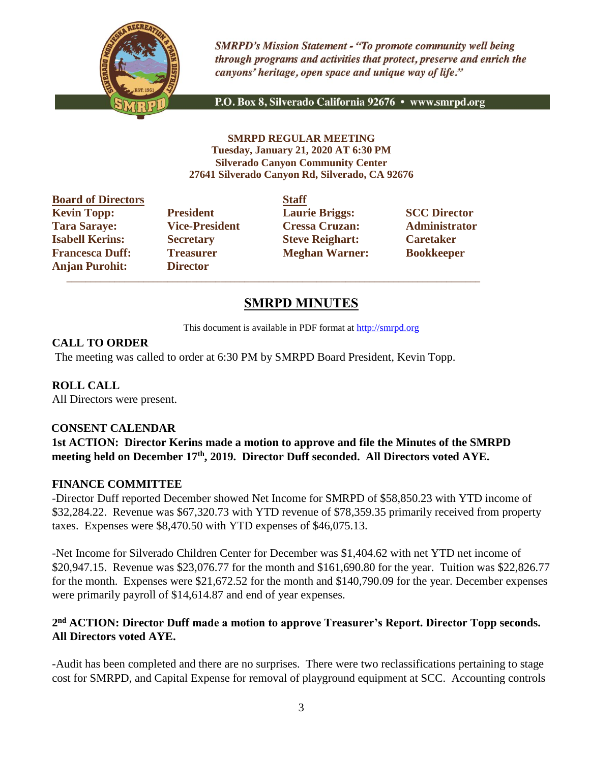*SMRPD's Mission Statement - "To promote community well being through programs and activities that protect, preserve and enrich the canyons' heritage, open space and unique way of life."*

P.O. Box 8, Silverado California 92676 • www.smrpd.org

**SMRPD REGULAR MEETING**
**Tuesday, January 21, 2020 AT 6:30 PM**
**Silverado Canyon Community Center**
**27641 Silverado Canyon Rd, Silverado, CA 92676**

| **Board of Directors** | | **Staff** | |
|---|---|---|---|
| **Kevin Topp:** | **President** | **Laurie Briggs:** | **SCC Director** |
| **Tara Saraye:** | **Vice-President** | **Cressa Cruzan:** | **Administrator** |
| **Isabell Kerins:** | **Secretary** | **Steve Reighart:** | **Caretaker** |
| **Francesca Duff:** | **Treasurer** | **Meghan Warner:** | **Bookkeeper** |
| **Anjan Purohit:** | **Director** | | |

# SMRPD MINUTES

This document is available in PDF format at http://smrpd.org

**CALL TO ORDER**

The meeting was called to order at 6:30 PM by SMRPD Board President, Kevin Topp.

**ROLL CALL**

All Directors were present.

**CONSENT CALENDAR**

**1st ACTION: Director Kerins made a motion to approve and file the Minutes of the SMRPD meeting held on December 17th, 2019. Director Duff seconded. All Directors voted AYE.**

**FINANCE COMMITTEE**

-Director Duff reported December showed Net Income for SMRPD of $58,850.23 with YTD income of $32,284.22. Revenue was $67,320.73 with YTD revenue of $78,359.35 primarily received from property taxes. Expenses were $8,470.50 with YTD expenses of $46,075.13.

-Net Income for Silverado Children Center for December was $1,404.62 with net YTD net income of $20,947.15. Revenue was $23,076.77 for the month and $161,690.80 for the year. Tuition was $22,826.77 for the month. Expenses were $21,672.52 for the month and $140,790.09 for the year. December expenses were primarily payroll of $14,614.87 and end of year expenses.

**2nd ACTION: Director Duff made a motion to approve Treasurer's Report. Director Topp seconds. All Directors voted AYE.**

-Audit has been completed and there are no surprises. There were two reclassifications pertaining to stage cost for SMRPD, and Capital Expense for removal of playground equipment at SCC. Accounting controls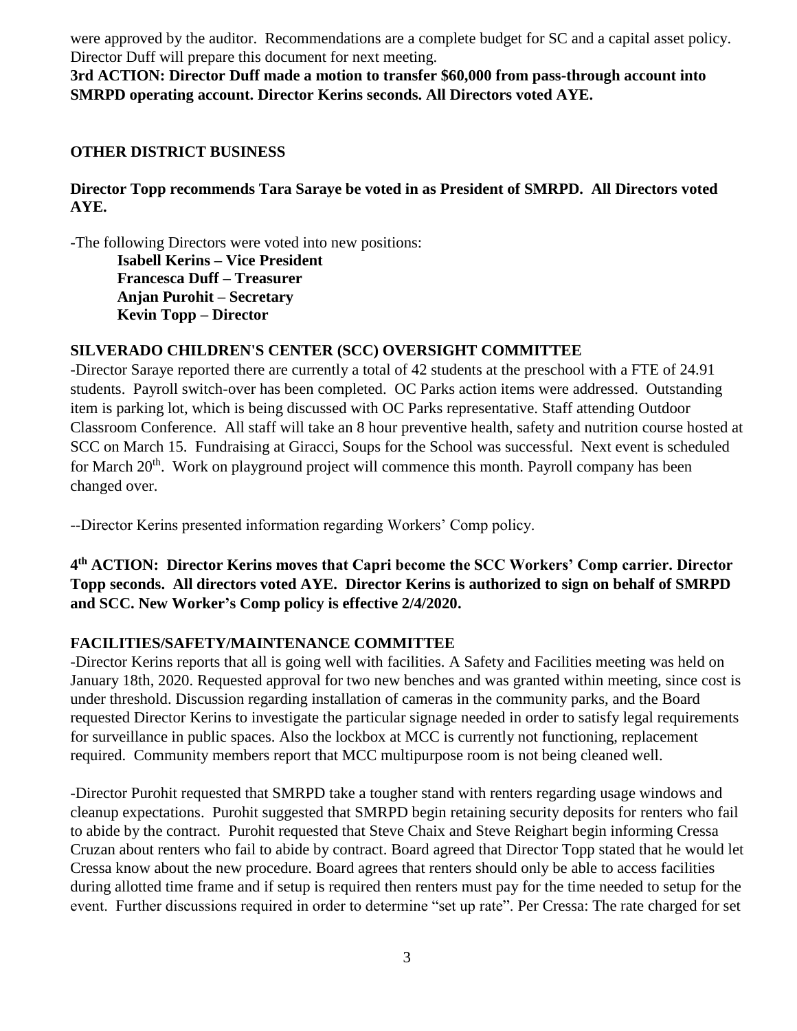were approved by the auditor. Recommendations are a complete budget for SC and a capital asset policy. Director Duff will prepare this document for next meeting.

**3rd ACTION: Director Duff made a motion to transfer $60,000 from pass-through account into SMRPD operating account. Director Kerins seconds. All Directors voted AYE.**

## OTHER DISTRICT BUSINESS

**Director Topp recommends Tara Saraye be voted in as President of SMRPD. All Directors voted AYE.**

-The following Directors were voted into new positions:

**Isabell Kerins – Vice President**
**Francesca Duff – Treasurer**
**Anjan Purohit – Secretary**
**Kevin Topp – Director**

## SILVERADO CHILDREN'S CENTER (SCC) OVERSIGHT COMMITTEE

-Director Saraye reported there are currently a total of 42 students at the preschool with a FTE of 24.91 students. Payroll switch-over has been completed. OC Parks action items were addressed. Outstanding item is parking lot, which is being discussed with OC Parks representative. Staff attending Outdoor Classroom Conference. All staff will take an 8 hour preventive health, safety and nutrition course hosted at SCC on March 15. Fundraising at Giracci, Soups for the School was successful. Next event is scheduled for March 20th. Work on playground project will commence this month. Payroll company has been changed over.

--Director Kerins presented information regarding Workers' Comp policy.

**4th ACTION: Director Kerins moves that Capri become the SCC Workers' Comp carrier. Director Topp seconds. All directors voted AYE. Director Kerins is authorized to sign on behalf of SMRPD and SCC. New Worker's Comp policy is effective 2/4/2020.**

## FACILITIES/SAFETY/MAINTENANCE COMMITTEE

-Director Kerins reports that all is going well with facilities. A Safety and Facilities meeting was held on January 18th, 2020. Requested approval for two new benches and was granted within meeting, since cost is under threshold. Discussion regarding installation of cameras in the community parks, and the Board requested Director Kerins to investigate the particular signage needed in order to satisfy legal requirements for surveillance in public spaces. Also the lockbox at MCC is currently not functioning, replacement required. Community members report that MCC multipurpose room is not being cleaned well.

-Director Purohit requested that SMRPD take a tougher stand with renters regarding usage windows and cleanup expectations. Purohit suggested that SMRPD begin retaining security deposits for renters who fail to abide by the contract. Purohit requested that Steve Chaix and Steve Reighart begin informing Cressa Cruzan about renters who fail to abide by contract. Board agreed that Director Topp stated that he would let Cressa know about the new procedure. Board agrees that renters should only be able to access facilities during allotted time frame and if setup is required then renters must pay for the time needed to setup for the event. Further discussions required in order to determine "set up rate". Per Cressa: The rate charged for set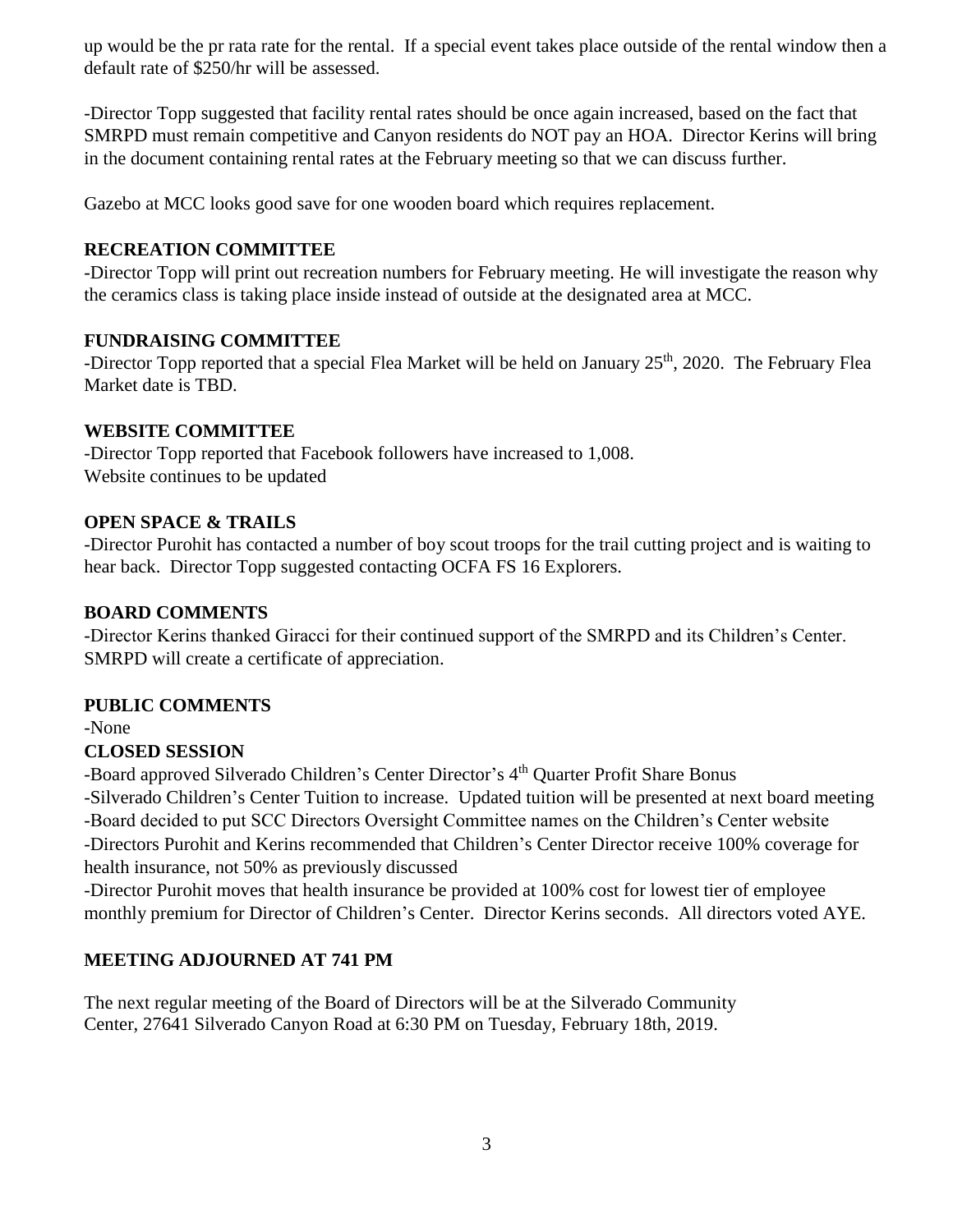up would be the pr rata rate for the rental. If a special event takes place outside of the rental window then a default rate of $250/hr will be assessed.

-Director Topp suggested that facility rental rates should be once again increased, based on the fact that SMRPD must remain competitive and Canyon residents do NOT pay an HOA. Director Kerins will bring in the document containing rental rates at the February meeting so that we can discuss further.

Gazebo at MCC looks good save for one wooden board which requires replacement.

**RECREATION COMMITTEE**

-Director Topp will print out recreation numbers for February meeting. He will investigate the reason why the ceramics class is taking place inside instead of outside at the designated area at MCC.

**FUNDRAISING COMMITTEE**

-Director Topp reported that a special Flea Market will be held on January 25th, 2020. The February Flea Market date is TBD.

**WEBSITE COMMITTEE**

-Director Topp reported that Facebook followers have increased to 1,008.
Website continues to be updated

**OPEN SPACE & TRAILS**

-Director Purohit has contacted a number of boy scout troops for the trail cutting project and is waiting to hear back. Director Topp suggested contacting OCFA FS 16 Explorers.

**BOARD COMMENTS**

-Director Kerins thanked Giracci for their continued support of the SMRPD and its Children's Center. SMRPD will create a certificate of appreciation.

**PUBLIC COMMENTS**

-None

**CLOSED SESSION**

-Board approved Silverado Children's Center Director's 4th Quarter Profit Share Bonus
-Silverado Children's Center Tuition to increase. Updated tuition will be presented at next board meeting
-Board decided to put SCC Directors Oversight Committee names on the Children's Center website
-Directors Purohit and Kerins recommended that Children's Center Director receive 100% coverage for health insurance, not 50% as previously discussed
-Director Purohit moves that health insurance be provided at 100% cost for lowest tier of employee monthly premium for Director of Children's Center. Director Kerins seconds. All directors voted AYE.

**MEETING ADJOURNED AT 741 PM**

The next regular meeting of the Board of Directors will be at the Silverado Community Center, 27641 Silverado Canyon Road at 6:30 PM on Tuesday, February 18th, 2019.